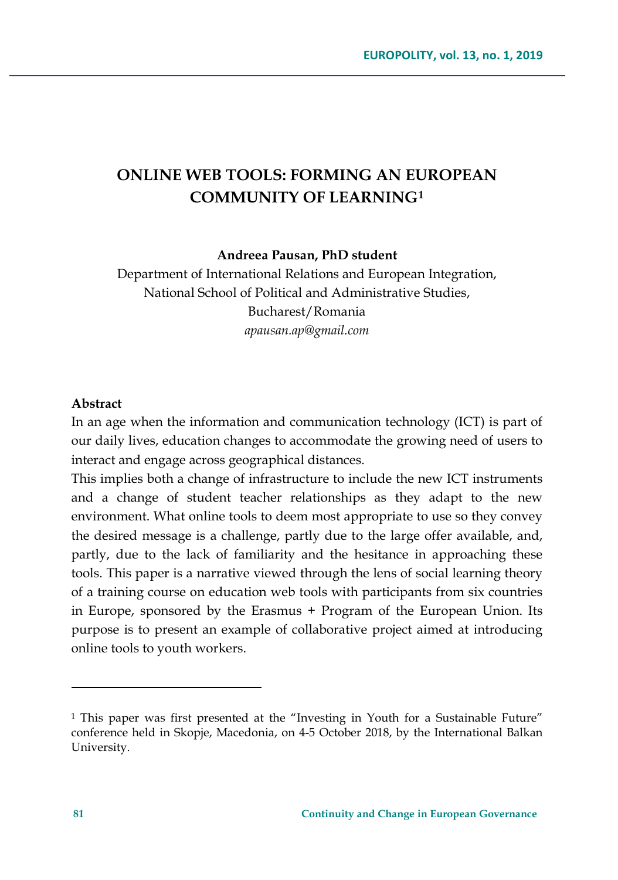# ONLINE WEB TOOLS: FORMING AN EUROPEAN COMMUNITY OF LEARNING[1]

**Andreea Pausan, PhD student**

Department of International Relations and European Integration,
National School of Political and Administrative Studies,
Bucharest/Romania
*apausan.ap@gmail.com*

**Abstract**

In an age when the information and communication technology (ICT) is part of our daily lives, education changes to accommodate the growing need of users to interact and engage across geographical distances.

This implies both a change of infrastructure to include the new ICT instruments and a change of student teacher relationships as they adapt to the new environment. What online tools to deem most appropriate to use so they convey the desired message is a challenge, partly due to the large offer available, and, partly, due to the lack of familiarity and the hesitance in approaching these tools. This paper is a narrative viewed through the lens of social learning theory of a training course on education web tools with participants from six countries in Europe, sponsored by the Erasmus + Program of the European Union. Its purpose is to present an example of collaborative project aimed at introducing online tools to youth workers.

---

[1] This paper was first presented at the "Investing in Youth for a Sustainable Future" conference held in Skopje, Macedonia, on 4-5 October 2018, by the International Balkan University.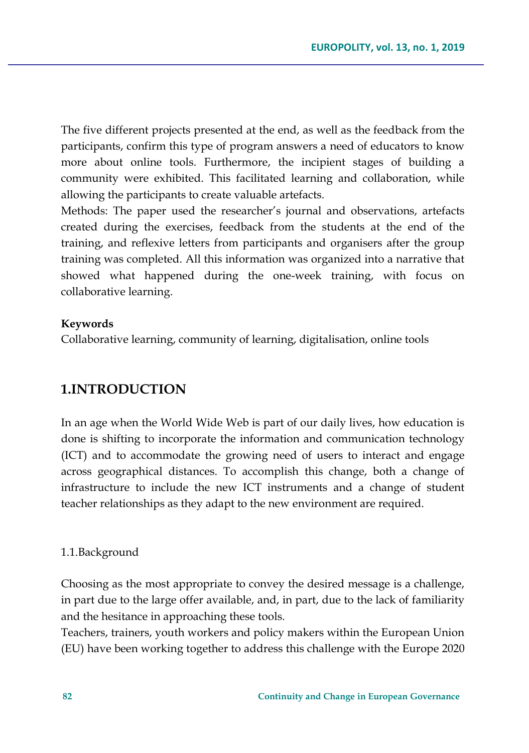The five different projects presented at the end, as well as the feedback from the participants, confirm this type of program answers a need of educators to know more about online tools. Furthermore, the incipient stages of building a community were exhibited. This facilitated learning and collaboration, while allowing the participants to create valuable artefacts.

Methods: The paper used the researcher's journal and observations, artefacts created during the exercises, feedback from the students at the end of the training, and reflexive letters from participants and organisers after the group training was completed. All this information was organized into a narrative that showed what happened during the one-week training, with focus on collaborative learning.

**Keywords**

Collaborative learning, community of learning, digitalisation, online tools

## 1.INTRODUCTION

In an age when the World Wide Web is part of our daily lives, how education is done is shifting to incorporate the information and communication technology (ICT) and to accommodate the growing need of users to interact and engage across geographical distances. To accomplish this change, both a change of infrastructure to include the new ICT instruments and a change of student teacher relationships as they adapt to the new environment are required.

### 1.1.Background

Choosing as the most appropriate to convey the desired message is a challenge, in part due to the large offer available, and, in part, due to the lack of familiarity and the hesitance in approaching these tools.

Teachers, trainers, youth workers and policy makers within the European Union (EU) have been working together to address this challenge with the Europe 2020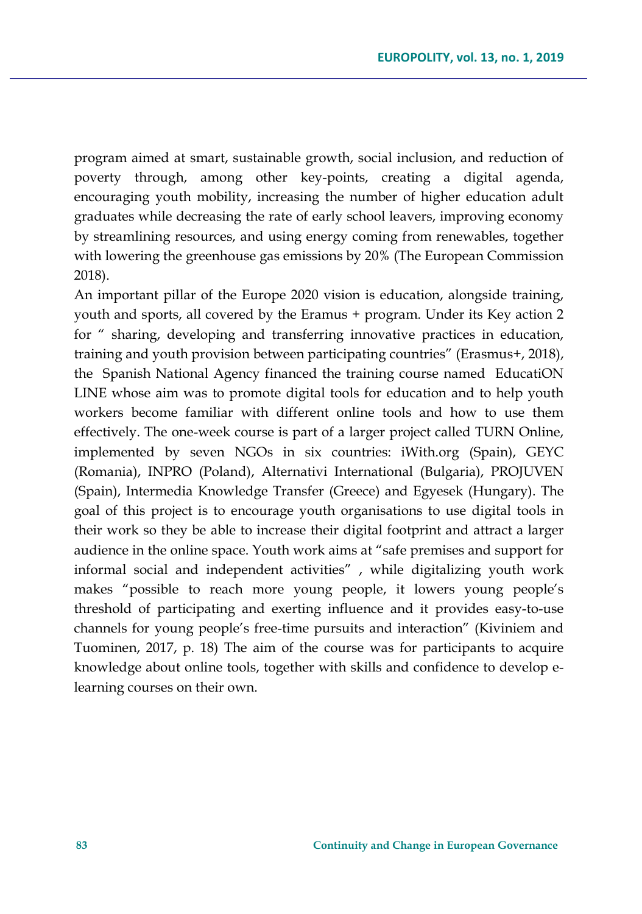program aimed at smart, sustainable growth, social inclusion, and reduction of poverty through, among other key-points, creating a digital agenda, encouraging youth mobility, increasing the number of higher education adult graduates while decreasing the rate of early school leavers, improving economy by streamlining resources, and using energy coming from renewables, together with lowering the greenhouse gas emissions by 20% (The European Commission 2018).

An important pillar of the Europe 2020 vision is education, alongside training, youth and sports, all covered by the Eramus + program. Under its Key action 2 for " sharing, developing and transferring innovative practices in education, training and youth provision between participating countries" (Erasmus+, 2018), the Spanish National Agency financed the training course named EducatiON LINE whose aim was to promote digital tools for education and to help youth workers become familiar with different online tools and how to use them effectively. The one-week course is part of a larger project called TURN Online, implemented by seven NGOs in six countries: iWith.org (Spain), GEYC (Romania), INPRO (Poland), Alternativi International (Bulgaria), PROJUVEN (Spain), Intermedia Knowledge Transfer (Greece) and Egyesek (Hungary). The goal of this project is to encourage youth organisations to use digital tools in their work so they be able to increase their digital footprint and attract a larger audience in the online space. Youth work aims at "safe premises and support for informal social and independent activities" , while digitalizing youth work makes "possible to reach more young people, it lowers young people's threshold of participating and exerting influence and it provides easy-to-use channels for young people's free-time pursuits and interaction" (Kiviniem and Tuominen, 2017, p. 18) The aim of the course was for participants to acquire knowledge about online tools, together with skills and confidence to develop e-learning courses on their own.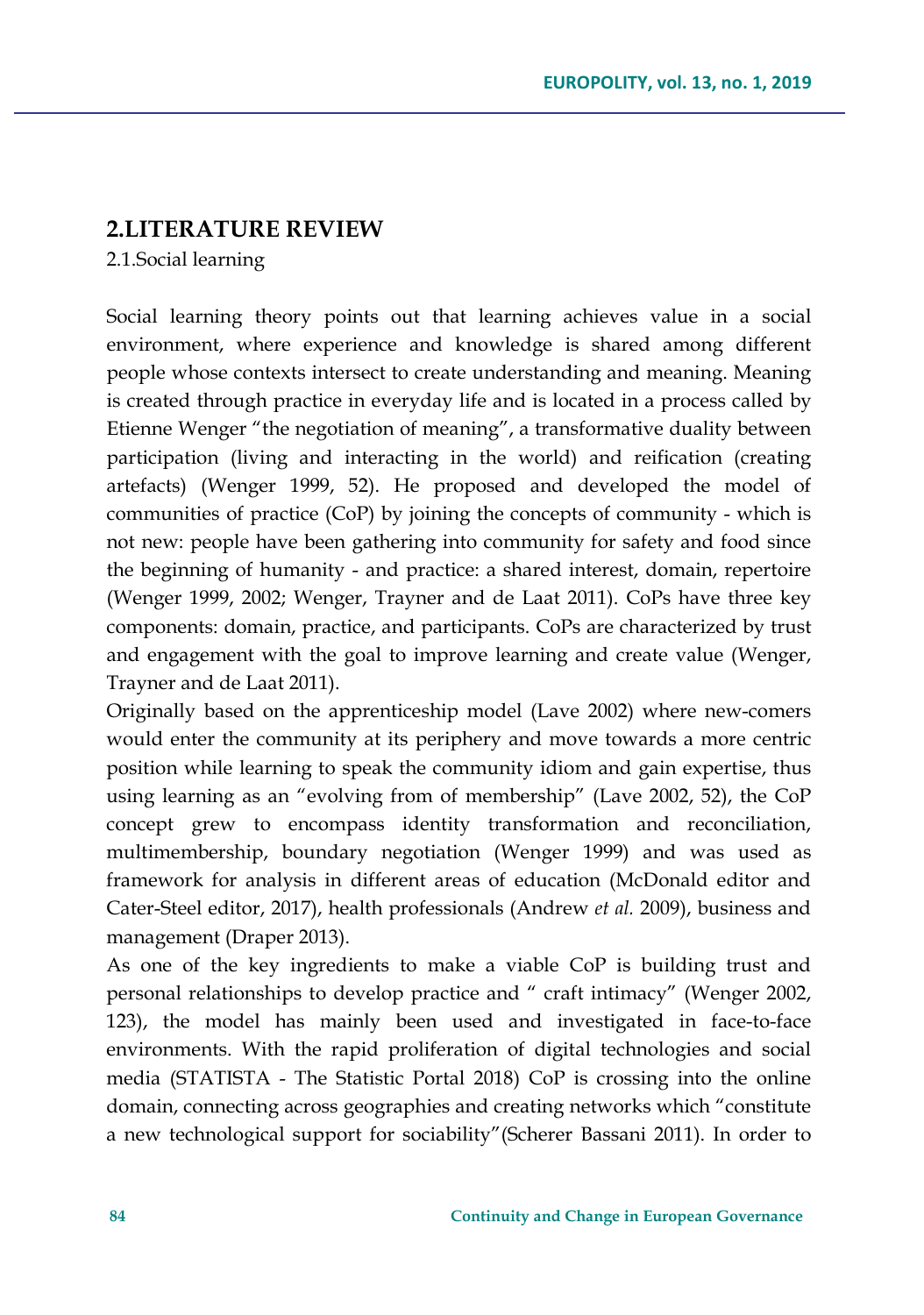## 2.LITERATURE REVIEW

### 2.1.Social learning

Social learning theory points out that learning achieves value in a social environment, where experience and knowledge is shared among different people whose contexts intersect to create understanding and meaning. Meaning is created through practice in everyday life and is located in a process called by Etienne Wenger "the negotiation of meaning", a transformative duality between participation (living and interacting in the world) and reification (creating artefacts) (Wenger 1999, 52). He proposed and developed the model of communities of practice (CoP) by joining the concepts of community - which is not new: people have been gathering into community for safety and food since the beginning of humanity - and practice: a shared interest, domain, repertoire (Wenger 1999, 2002; Wenger, Trayner and de Laat 2011). CoPs have three key components: domain, practice, and participants. CoPs are characterized by trust and engagement with the goal to improve learning and create value (Wenger, Trayner and de Laat 2011).

Originally based on the apprenticeship model (Lave 2002) where new-comers would enter the community at its periphery and move towards a more centric position while learning to speak the community idiom and gain expertise, thus using learning as an "evolving from of membership" (Lave 2002, 52), the CoP concept grew to encompass identity transformation and reconciliation, multimembership, boundary negotiation (Wenger 1999) and was used as framework for analysis in different areas of education (McDonald editor and Cater-Steel editor, 2017), health professionals (Andrew *et al.* 2009), business and management (Draper 2013).

As one of the key ingredients to make a viable CoP is building trust and personal relationships to develop practice and " craft intimacy" (Wenger 2002, 123), the model has mainly been used and investigated in face-to-face environments. With the rapid proliferation of digital technologies and social media (STATISTA - The Statistic Portal 2018) CoP is crossing into the online domain, connecting across geographies and creating networks which "constitute a new technological support for sociability"(Scherer Bassani 2011). In order to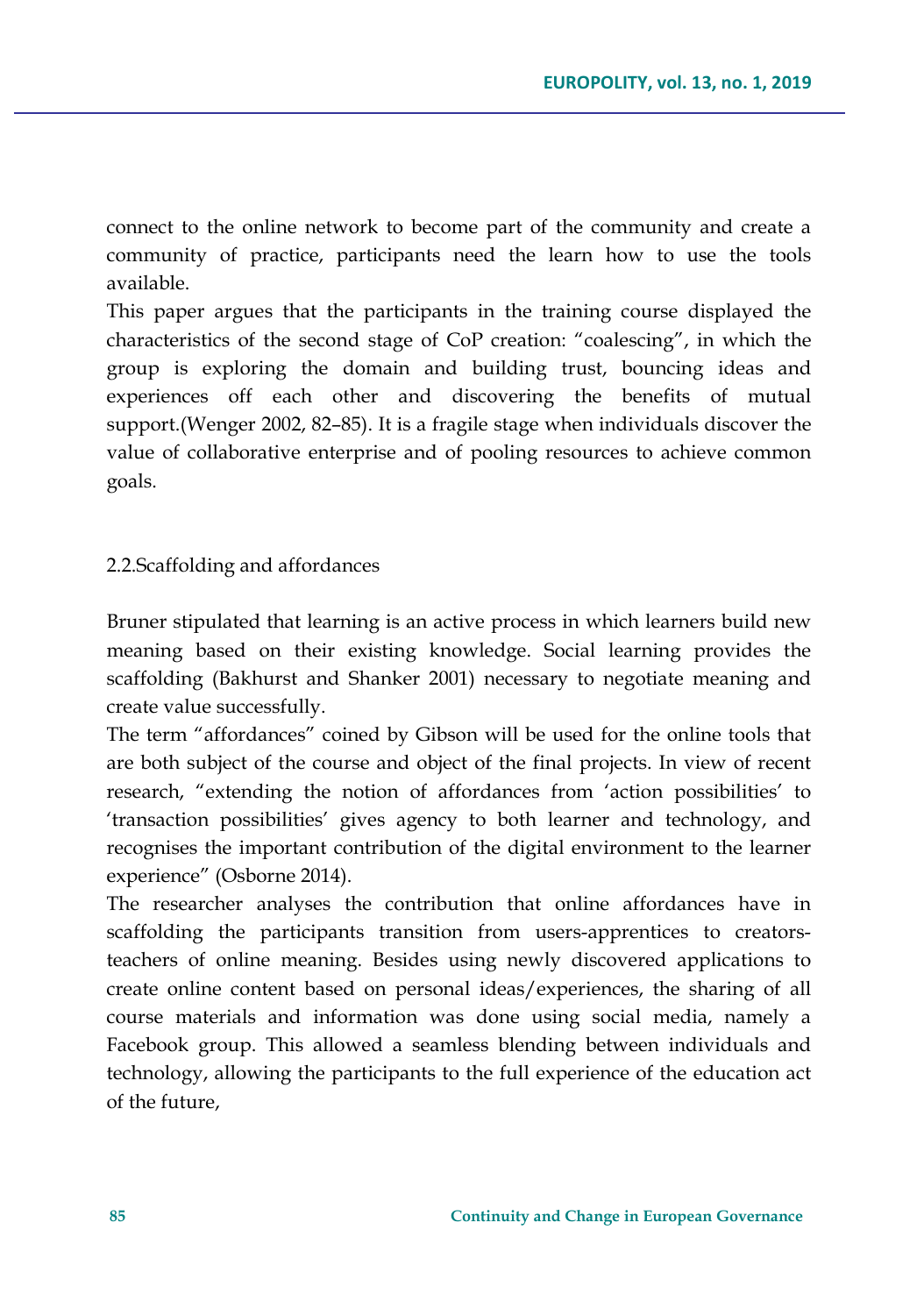connect to the online network to become part of the community and create a community of practice, participants need the learn how to use the tools available.

This paper argues that the participants in the training course displayed the characteristics of the second stage of CoP creation: "coalescing", in which the group is exploring the domain and building trust, bouncing ideas and experiences off each other and discovering the benefits of mutual support.(Wenger 2002, 82–85). It is a fragile stage when individuals discover the value of collaborative enterprise and of pooling resources to achieve common goals.

## 2.2.Scaffolding and affordances

Bruner stipulated that learning is an active process in which learners build new meaning based on their existing knowledge. Social learning provides the scaffolding (Bakhurst and Shanker 2001) necessary to negotiate meaning and create value successfully.

The term "affordances" coined by Gibson will be used for the online tools that are both subject of the course and object of the final projects. In view of recent research, "extending the notion of affordances from 'action possibilities' to 'transaction possibilities' gives agency to both learner and technology, and recognises the important contribution of the digital environment to the learner experience" (Osborne 2014).

The researcher analyses the contribution that online affordances have in scaffolding the participants transition from users-apprentices to creators-teachers of online meaning. Besides using newly discovered applications to create online content based on personal ideas/experiences, the sharing of all course materials and information was done using social media, namely a Facebook group. This allowed a seamless blending between individuals and technology, allowing the participants to the full experience of the education act of the future,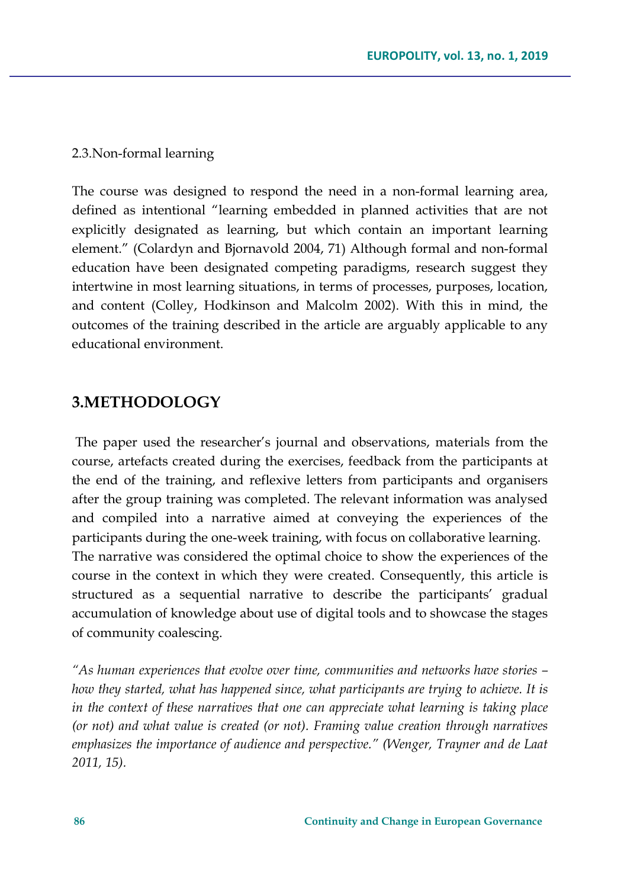### 2.3.Non-formal learning

The course was designed to respond the need in a non-formal learning area, defined as intentional "learning embedded in planned activities that are not explicitly designated as learning, but which contain an important learning element." (Colardyn and Bjornavold 2004, 71) Although formal and non-formal education have been designated competing paradigms, research suggest they intertwine in most learning situations, in terms of processes, purposes, location, and content (Colley, Hodkinson and Malcolm 2002). With this in mind, the outcomes of the training described in the article are arguably applicable to any educational environment.

## 3.METHODOLOGY

The paper used the researcher's journal and observations, materials from the course, artefacts created during the exercises, feedback from the participants at the end of the training, and reflexive letters from participants and organisers after the group training was completed. The relevant information was analysed and compiled into a narrative aimed at conveying the experiences of the participants during the one-week training, with focus on collaborative learning.
The narrative was considered the optimal choice to show the experiences of the course in the context in which they were created. Consequently, this article is structured as a sequential narrative to describe the participants' gradual accumulation of knowledge about use of digital tools and to showcase the stages of community coalescing.

*"As human experiences that evolve over time, communities and networks have stories – how they started, what has happened since, what participants are trying to achieve. It is in the context of these narratives that one can appreciate what learning is taking place (or not) and what value is created (or not). Framing value creation through narratives emphasizes the importance of audience and perspective." (Wenger, Trayner and de Laat 2011, 15).*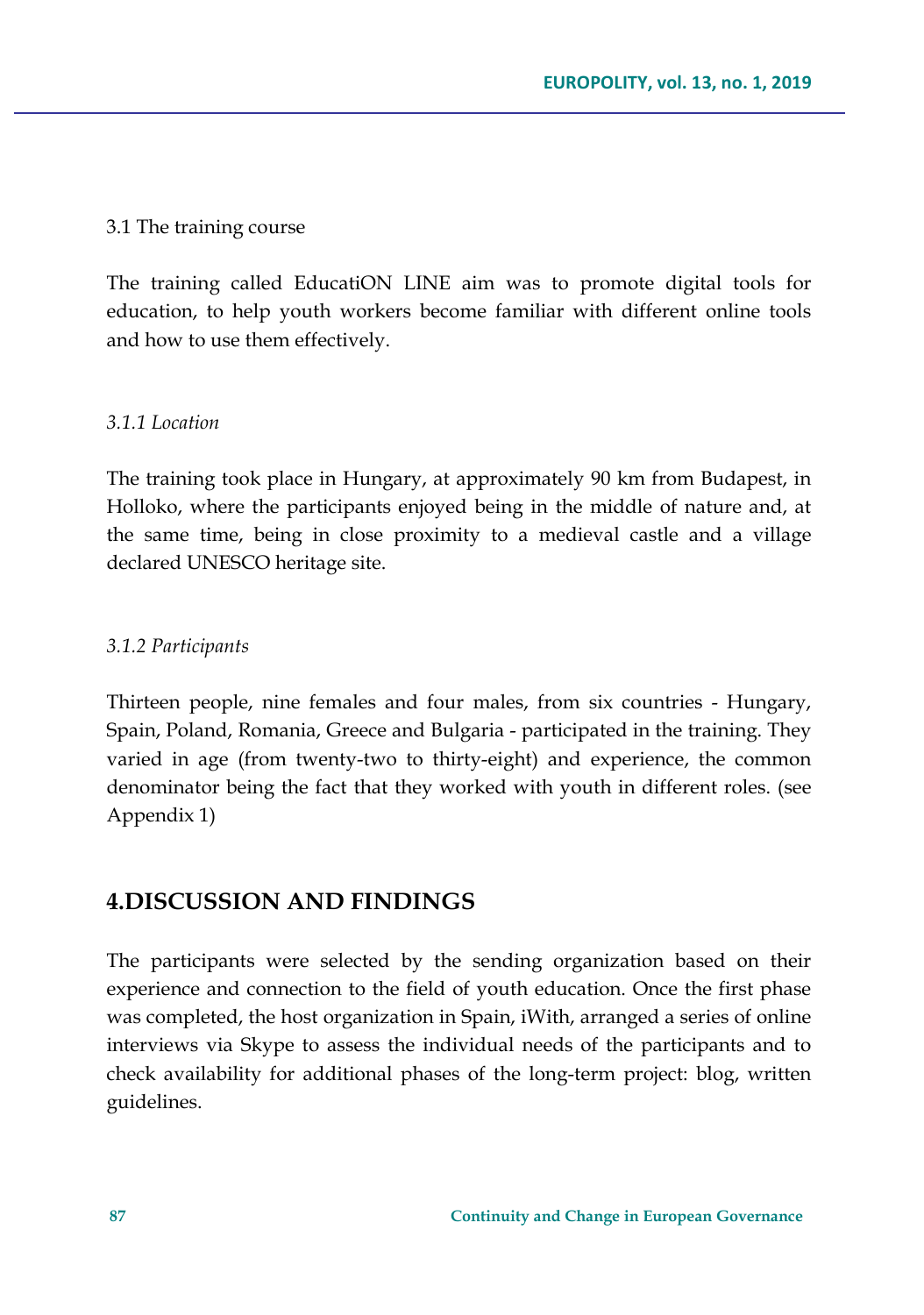### 3.1 The training course

The training called EducatiON LINE aim was to promote digital tools for education, to help youth workers become familiar with different online tools and how to use them effectively.

#### *3.1.1 Location*

The training took place in Hungary, at approximately 90 km from Budapest, in Holloko, where the participants enjoyed being in the middle of nature and, at the same time, being in close proximity to a medieval castle and a village declared UNESCO heritage site.

#### *3.1.2 Participants*

Thirteen people, nine females and four males, from six countries - Hungary, Spain, Poland, Romania, Greece and Bulgaria - participated in the training. They varied in age (from twenty-two to thirty-eight) and experience, the common denominator being the fact that they worked with youth in different roles. (see Appendix 1)

## 4.DISCUSSION AND FINDINGS

The participants were selected by the sending organization based on their experience and connection to the field of youth education. Once the first phase was completed, the host organization in Spain, iWith, arranged a series of online interviews via Skype to assess the individual needs of the participants and to check availability for additional phases of the long-term project: blog, written guidelines.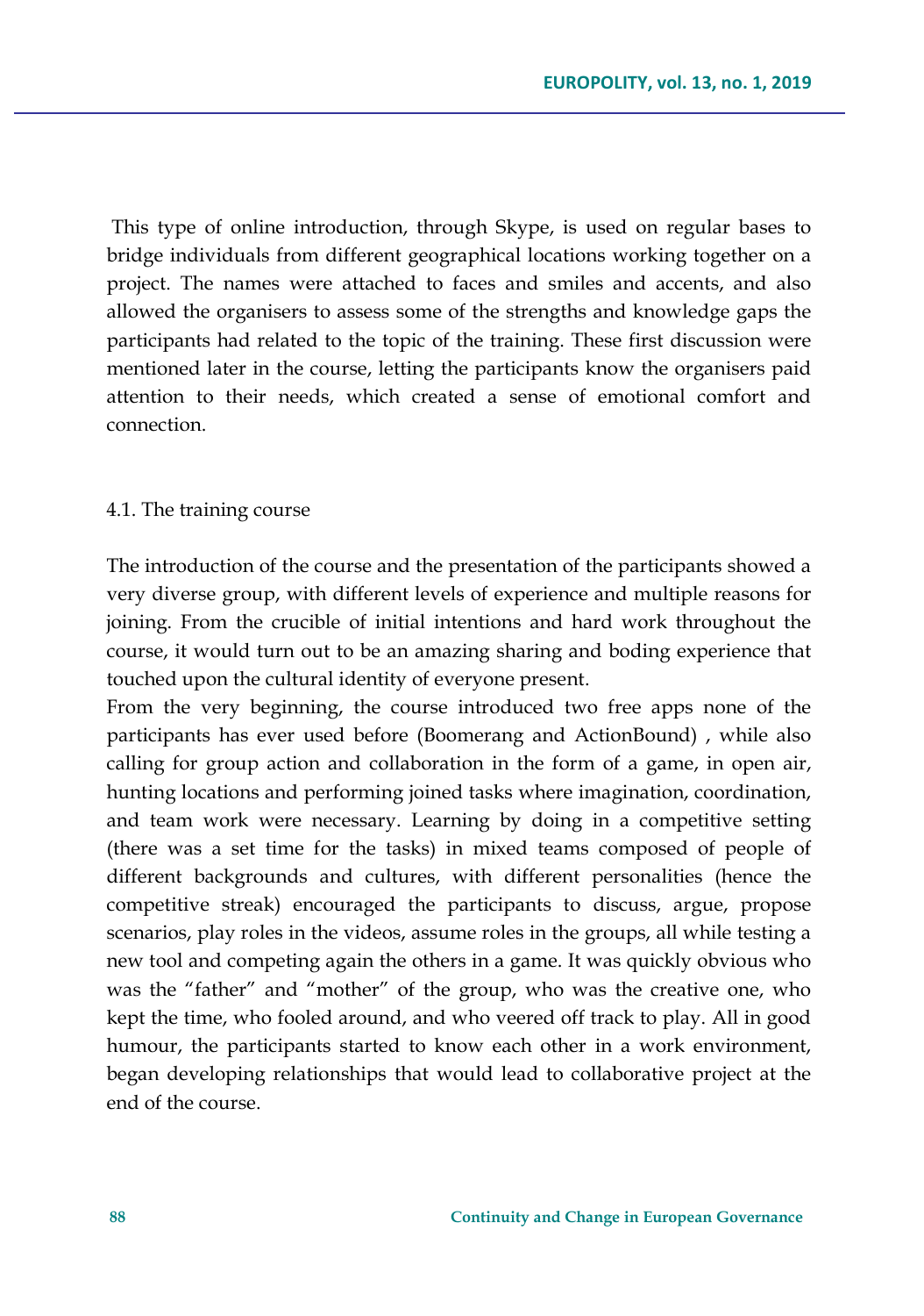This type of online introduction, through Skype, is used on regular bases to bridge individuals from different geographical locations working together on a project. The names were attached to faces and smiles and accents, and also allowed the organisers to assess some of the strengths and knowledge gaps the participants had related to the topic of the training. These first discussion were mentioned later in the course, letting the participants know the organisers paid attention to their needs, which created a sense of emotional comfort and connection.

### 4.1. The training course

The introduction of the course and the presentation of the participants showed a very diverse group, with different levels of experience and multiple reasons for joining. From the crucible of initial intentions and hard work throughout the course, it would turn out to be an amazing sharing and boding experience that touched upon the cultural identity of everyone present.

From the very beginning, the course introduced two free apps none of the participants has ever used before (Boomerang and ActionBound) , while also calling for group action and collaboration in the form of a game, in open air, hunting locations and performing joined tasks where imagination, coordination, and team work were necessary. Learning by doing in a competitive setting (there was a set time for the tasks) in mixed teams composed of people of different backgrounds and cultures, with different personalities (hence the competitive streak) encouraged the participants to discuss, argue, propose scenarios, play roles in the videos, assume roles in the groups, all while testing a new tool and competing again the others in a game. It was quickly obvious who was the “father” and “mother” of the group, who was the creative one, who kept the time, who fooled around, and who veered off track to play. All in good humour, the participants started to know each other in a work environment, began developing relationships that would lead to collaborative project at the end of the course.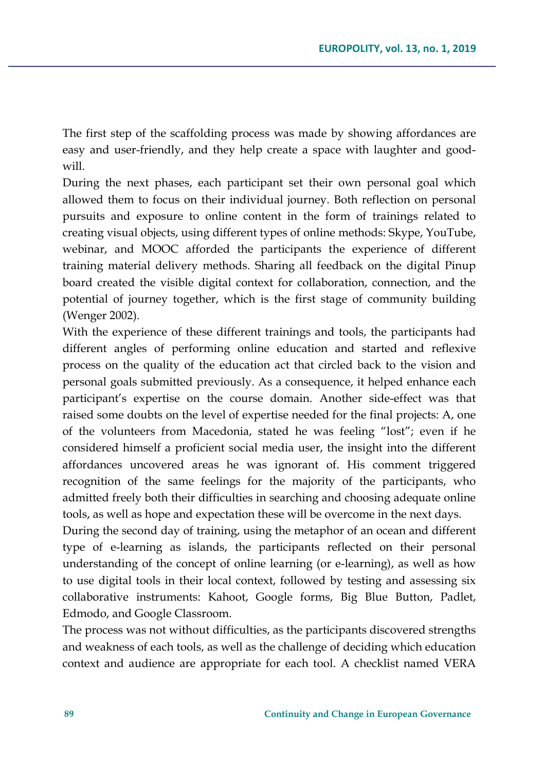The first step of the scaffolding process was made by showing affordances are easy and user-friendly, and they help create a space with laughter and good-will.

During the next phases, each participant set their own personal goal which allowed them to focus on their individual journey. Both reflection on personal pursuits and exposure to online content in the form of trainings related to creating visual objects, using different types of online methods: Skype, YouTube, webinar, and MOOC afforded the participants the experience of different training material delivery methods. Sharing all feedback on the digital Pinup board created the visible digital context for collaboration, connection, and the potential of journey together, which is the first stage of community building (Wenger 2002).

With the experience of these different trainings and tools, the participants had different angles of performing online education and started and reflexive process on the quality of the education act that circled back to the vision and personal goals submitted previously. As a consequence, it helped enhance each participant's expertise on the course domain. Another side-effect was that raised some doubts on the level of expertise needed for the final projects: A, one of the volunteers from Macedonia, stated he was feeling "lost"; even if he considered himself a proficient social media user, the insight into the different affordances uncovered areas he was ignorant of. His comment triggered recognition of the same feelings for the majority of the participants, who admitted freely both their difficulties in searching and choosing adequate online tools, as well as hope and expectation these will be overcome in the next days.

During the second day of training, using the metaphor of an ocean and different type of e-learning as islands, the participants reflected on their personal understanding of the concept of online learning (or e-learning), as well as how to use digital tools in their local context, followed by testing and assessing six collaborative instruments: Kahoot, Google forms, Big Blue Button, Padlet, Edmodo, and Google Classroom.

The process was not without difficulties, as the participants discovered strengths and weakness of each tools, as well as the challenge of deciding which education context and audience are appropriate for each tool. A checklist named VERA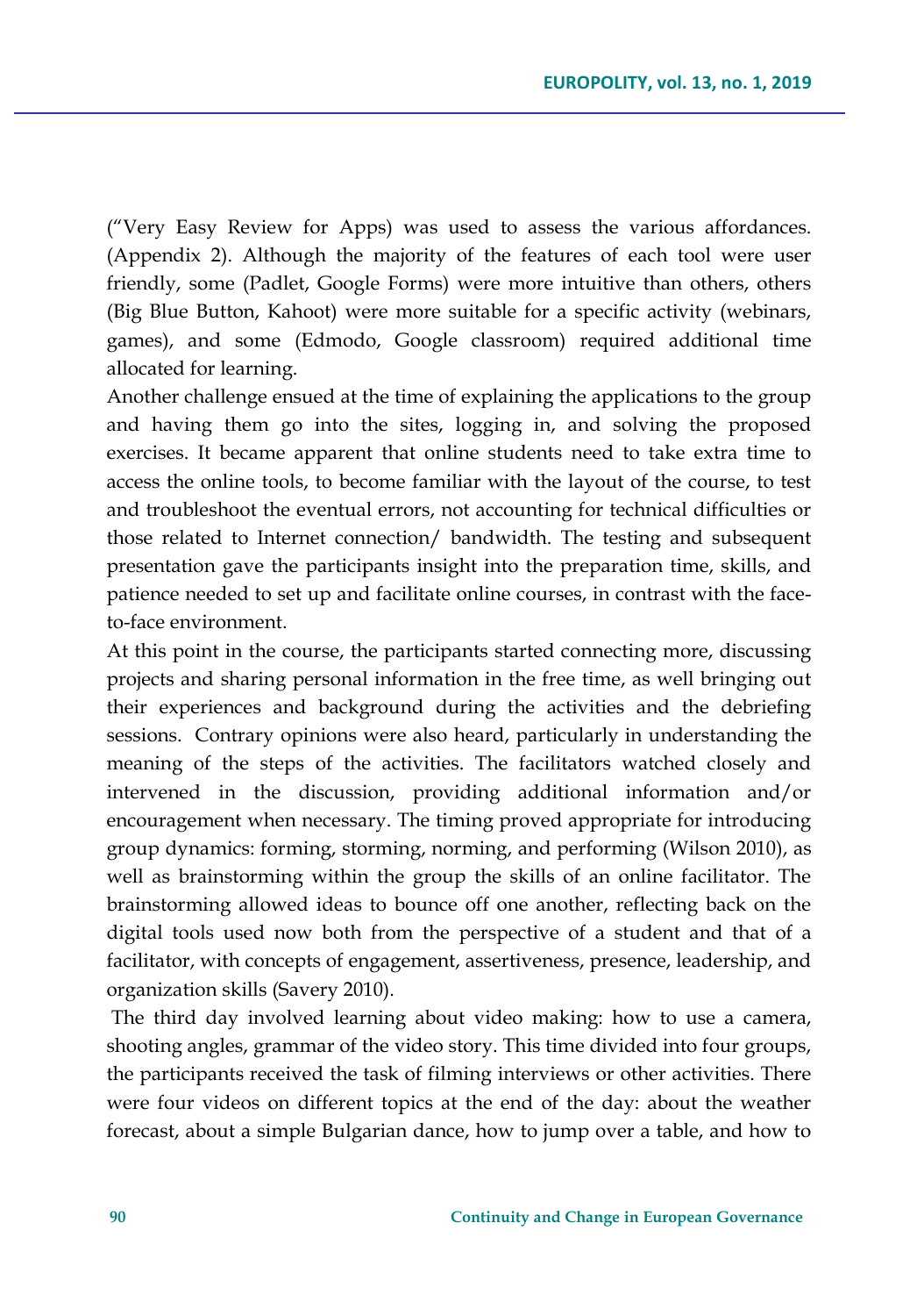("Very Easy Review for Apps) was used to assess the various affordances. (Appendix 2). Although the majority of the features of each tool were user friendly, some (Padlet, Google Forms) were more intuitive than others, others (Big Blue Button, Kahoot) were more suitable for a specific activity (webinars, games), and some (Edmodo, Google classroom) required additional time allocated for learning.

Another challenge ensued at the time of explaining the applications to the group and having them go into the sites, logging in, and solving the proposed exercises. It became apparent that online students need to take extra time to access the online tools, to become familiar with the layout of the course, to test and troubleshoot the eventual errors, not accounting for technical difficulties or those related to Internet connection/ bandwidth. The testing and subsequent presentation gave the participants insight into the preparation time, skills, and patience needed to set up and facilitate online courses, in contrast with the face-to-face environment.

At this point in the course, the participants started connecting more, discussing projects and sharing personal information in the free time, as well bringing out their experiences and background during the activities and the debriefing sessions. Contrary opinions were also heard, particularly in understanding the meaning of the steps of the activities. The facilitators watched closely and intervened in the discussion, providing additional information and/or encouragement when necessary. The timing proved appropriate for introducing group dynamics: forming, storming, norming, and performing (Wilson 2010), as well as brainstorming within the group the skills of an online facilitator. The brainstorming allowed ideas to bounce off one another, reflecting back on the digital tools used now both from the perspective of a student and that of a facilitator, with concepts of engagement, assertiveness, presence, leadership, and organization skills (Savery 2010).

The third day involved learning about video making: how to use a camera, shooting angles, grammar of the video story. This time divided into four groups, the participants received the task of filming interviews or other activities. There were four videos on different topics at the end of the day: about the weather forecast, about a simple Bulgarian dance, how to jump over a table, and how to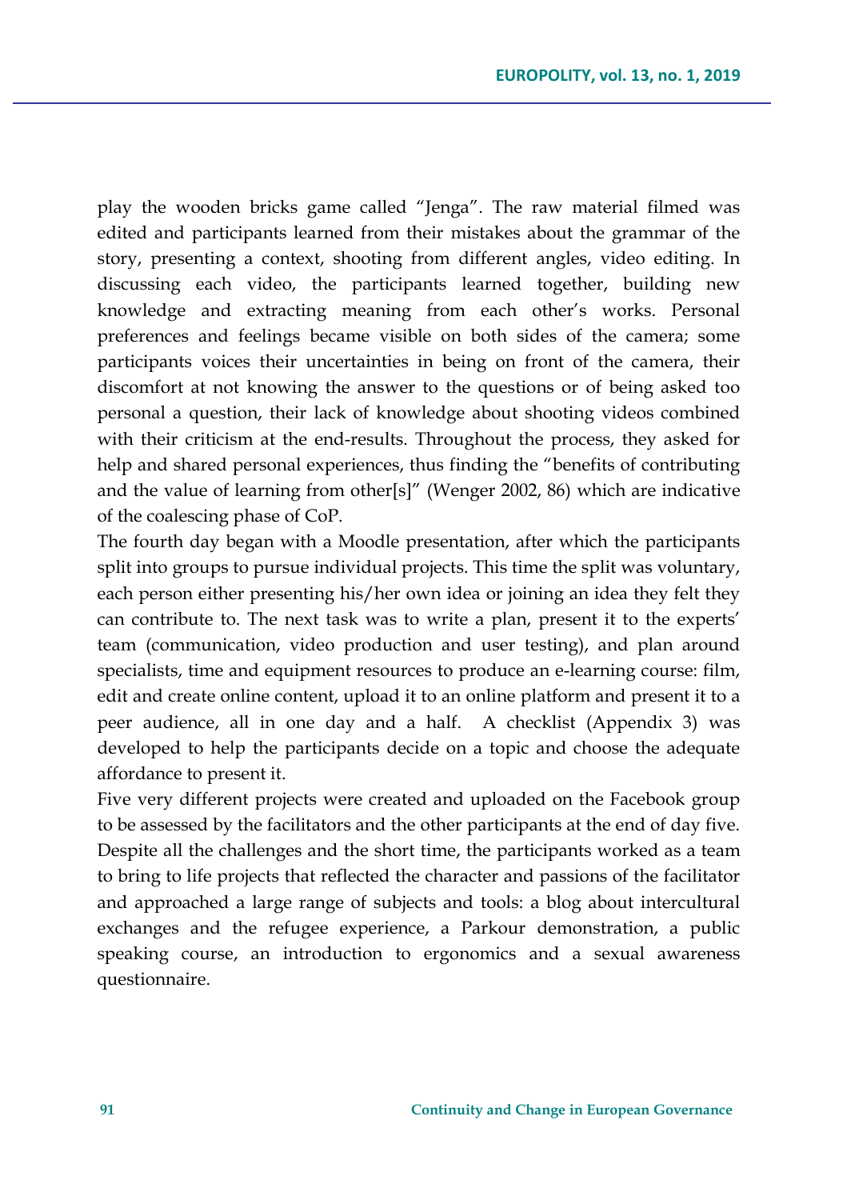play the wooden bricks game called "Jenga". The raw material filmed was edited and participants learned from their mistakes about the grammar of the story, presenting a context, shooting from different angles, video editing. In discussing each video, the participants learned together, building new knowledge and extracting meaning from each other's works. Personal preferences and feelings became visible on both sides of the camera; some participants voices their uncertainties in being on front of the camera, their discomfort at not knowing the answer to the questions or of being asked too personal a question, their lack of knowledge about shooting videos combined with their criticism at the end-results. Throughout the process, they asked for help and shared personal experiences, thus finding the "benefits of contributing and the value of learning from other[s]" (Wenger 2002, 86) which are indicative of the coalescing phase of CoP.

The fourth day began with a Moodle presentation, after which the participants split into groups to pursue individual projects. This time the split was voluntary, each person either presenting his/her own idea or joining an idea they felt they can contribute to. The next task was to write a plan, present it to the experts' team (communication, video production and user testing), and plan around specialists, time and equipment resources to produce an e-learning course: film, edit and create online content, upload it to an online platform and present it to a peer audience, all in one day and a half. A checklist (Appendix 3) was developed to help the participants decide on a topic and choose the adequate affordance to present it.

Five very different projects were created and uploaded on the Facebook group to be assessed by the facilitators and the other participants at the end of day five. Despite all the challenges and the short time, the participants worked as a team to bring to life projects that reflected the character and passions of the facilitator and approached a large range of subjects and tools: a blog about intercultural exchanges and the refugee experience, a Parkour demonstration, a public speaking course, an introduction to ergonomics and a sexual awareness questionnaire.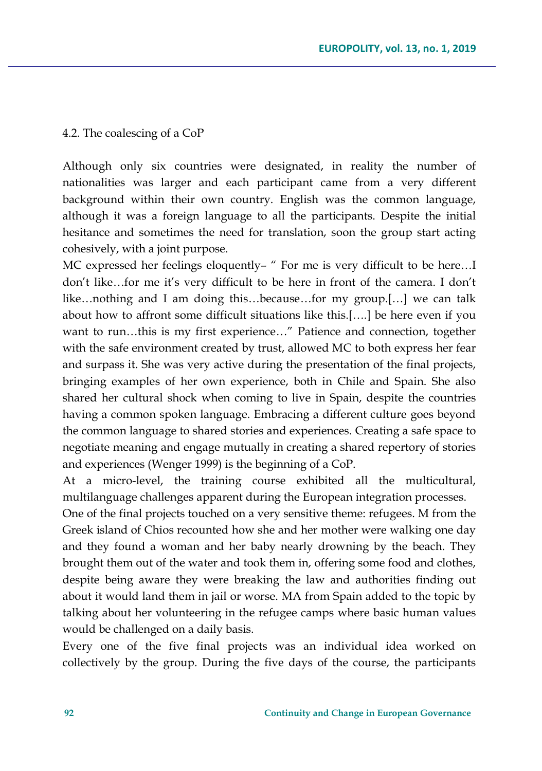### 4.2. The coalescing of a CoP

Although only six countries were designated, in reality the number of nationalities was larger and each participant came from a very different background within their own country. English was the common language, although it was a foreign language to all the participants. Despite the initial hesitance and sometimes the need for translation, soon the group start acting cohesively, with a joint purpose.

MC expressed her feelings eloquently– " For me is very difficult to be here…I don't like…for me it's very difficult to be here in front of the camera. I don't like…nothing and I am doing this…because…for my group.[…] we can talk about how to affront some difficult situations like this.[….] be here even if you want to run…this is my first experience…" Patience and connection, together with the safe environment created by trust, allowed MC to both express her fear and surpass it. She was very active during the presentation of the final projects, bringing examples of her own experience, both in Chile and Spain. She also shared her cultural shock when coming to live in Spain, despite the countries having a common spoken language. Embracing a different culture goes beyond the common language to shared stories and experiences. Creating a safe space to negotiate meaning and engage mutually in creating a shared repertory of stories and experiences (Wenger 1999) is the beginning of a CoP.

At a micro-level, the training course exhibited all the multicultural, multilanguage challenges apparent during the European integration processes.

One of the final projects touched on a very sensitive theme: refugees. M from the Greek island of Chios recounted how she and her mother were walking one day and they found a woman and her baby nearly drowning by the beach. They brought them out of the water and took them in, offering some food and clothes, despite being aware they were breaking the law and authorities finding out about it would land them in jail or worse. MA from Spain added to the topic by talking about her volunteering in the refugee camps where basic human values would be challenged on a daily basis.

Every one of the five final projects was an individual idea worked on collectively by the group. During the five days of the course, the participants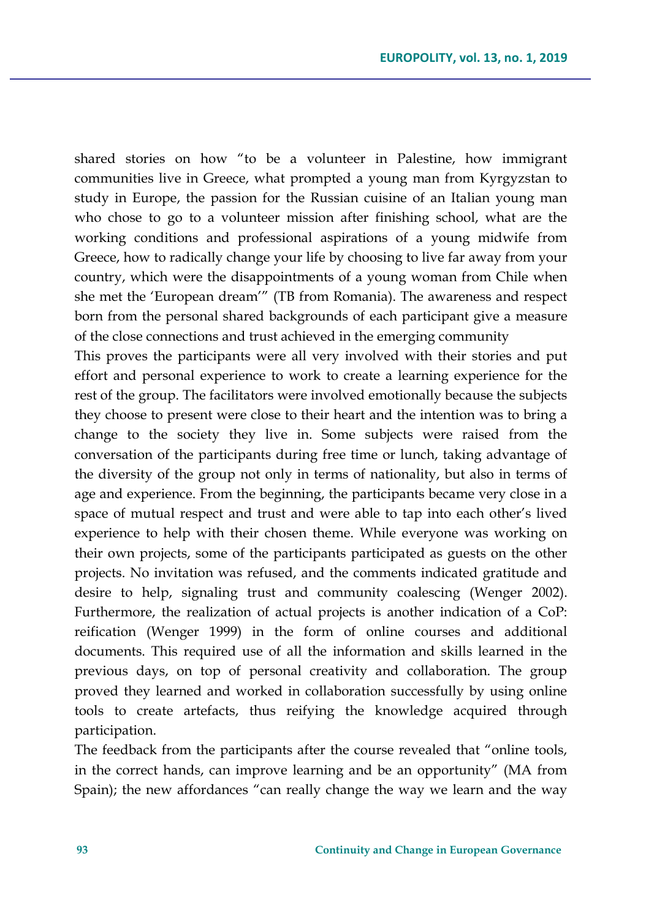shared stories on how "to be a volunteer in Palestine, how immigrant communities live in Greece, what prompted a young man from Kyrgyzstan to study in Europe, the passion for the Russian cuisine of an Italian young man who chose to go to a volunteer mission after finishing school, what are the working conditions and professional aspirations of a young midwife from Greece, how to radically change your life by choosing to live far away from your country, which were the disappointments of a young woman from Chile when she met the 'European dream'" (TB from Romania). The awareness and respect born from the personal shared backgrounds of each participant give a measure of the close connections and trust achieved in the emerging community

This proves the participants were all very involved with their stories and put effort and personal experience to work to create a learning experience for the rest of the group. The facilitators were involved emotionally because the subjects they choose to present were close to their heart and the intention was to bring a change to the society they live in. Some subjects were raised from the conversation of the participants during free time or lunch, taking advantage of the diversity of the group not only in terms of nationality, but also in terms of age and experience. From the beginning, the participants became very close in a space of mutual respect and trust and were able to tap into each other's lived experience to help with their chosen theme. While everyone was working on their own projects, some of the participants participated as guests on the other projects. No invitation was refused, and the comments indicated gratitude and desire to help, signaling trust and community coalescing (Wenger 2002). Furthermore, the realization of actual projects is another indication of a CoP: reification (Wenger 1999) in the form of online courses and additional documents. This required use of all the information and skills learned in the previous days, on top of personal creativity and collaboration. The group proved they learned and worked in collaboration successfully by using online tools to create artefacts, thus reifying the knowledge acquired through participation.

The feedback from the participants after the course revealed that "online tools, in the correct hands, can improve learning and be an opportunity" (MA from Spain); the new affordances "can really change the way we learn and the way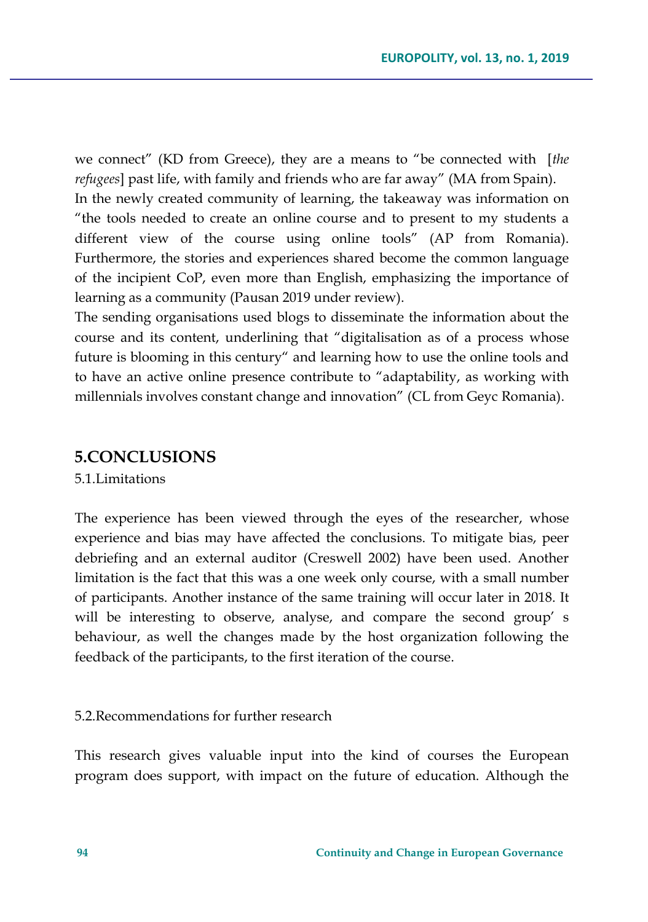we connect" (KD from Greece), they are a means to "be connected with [*the refugees*] past life, with family and friends who are far away" (MA from Spain).

In the newly created community of learning, the takeaway was information on "the tools needed to create an online course and to present to my students a different view of the course using online tools" (AP from Romania). Furthermore, the stories and experiences shared become the common language of the incipient CoP, even more than English, emphasizing the importance of learning as a community (Pausan 2019 under review).

The sending organisations used blogs to disseminate the information about the course and its content, underlining that "digitalisation as of a process whose future is blooming in this century" and learning how to use the online tools and to have an active online presence contribute to "adaptability, as working with millennials involves constant change and innovation" (CL from Geyc Romania).

## 5.CONCLUSIONS

5.1.Limitations

The experience has been viewed through the eyes of the researcher, whose experience and bias may have affected the conclusions. To mitigate bias, peer debriefing and an external auditor (Creswell 2002) have been used. Another limitation is the fact that this was a one week only course, with a small number of participants. Another instance of the same training will occur later in 2018. It will be interesting to observe, analyse, and compare the second group' s behaviour, as well the changes made by the host organization following the feedback of the participants, to the first iteration of the course.

5.2.Recommendations for further research

This research gives valuable input into the kind of courses the European program does support, with impact on the future of education. Although the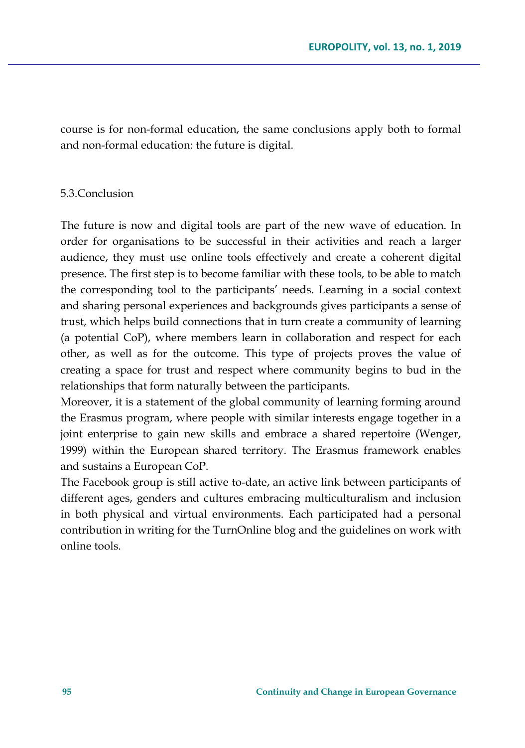course is for non-formal education, the same conclusions apply both to formal and non-formal education: the future is digital.

### 5.3.Conclusion

The future is now and digital tools are part of the new wave of education. In order for organisations to be successful in their activities and reach a larger audience, they must use online tools effectively and create a coherent digital presence. The first step is to become familiar with these tools, to be able to match the corresponding tool to the participants' needs. Learning in a social context and sharing personal experiences and backgrounds gives participants a sense of trust, which helps build connections that in turn create a community of learning (a potential CoP), where members learn in collaboration and respect for each other, as well as for the outcome. This type of projects proves the value of creating a space for trust and respect where community begins to bud in the relationships that form naturally between the participants.

Moreover, it is a statement of the global community of learning forming around the Erasmus program, where people with similar interests engage together in a joint enterprise to gain new skills and embrace a shared repertoire (Wenger, 1999) within the European shared territory. The Erasmus framework enables and sustains a European CoP.

The Facebook group is still active to-date, an active link between participants of different ages, genders and cultures embracing multiculturalism and inclusion in both physical and virtual environments. Each participated had a personal contribution in writing for the TurnOnline blog and the guidelines on work with online tools.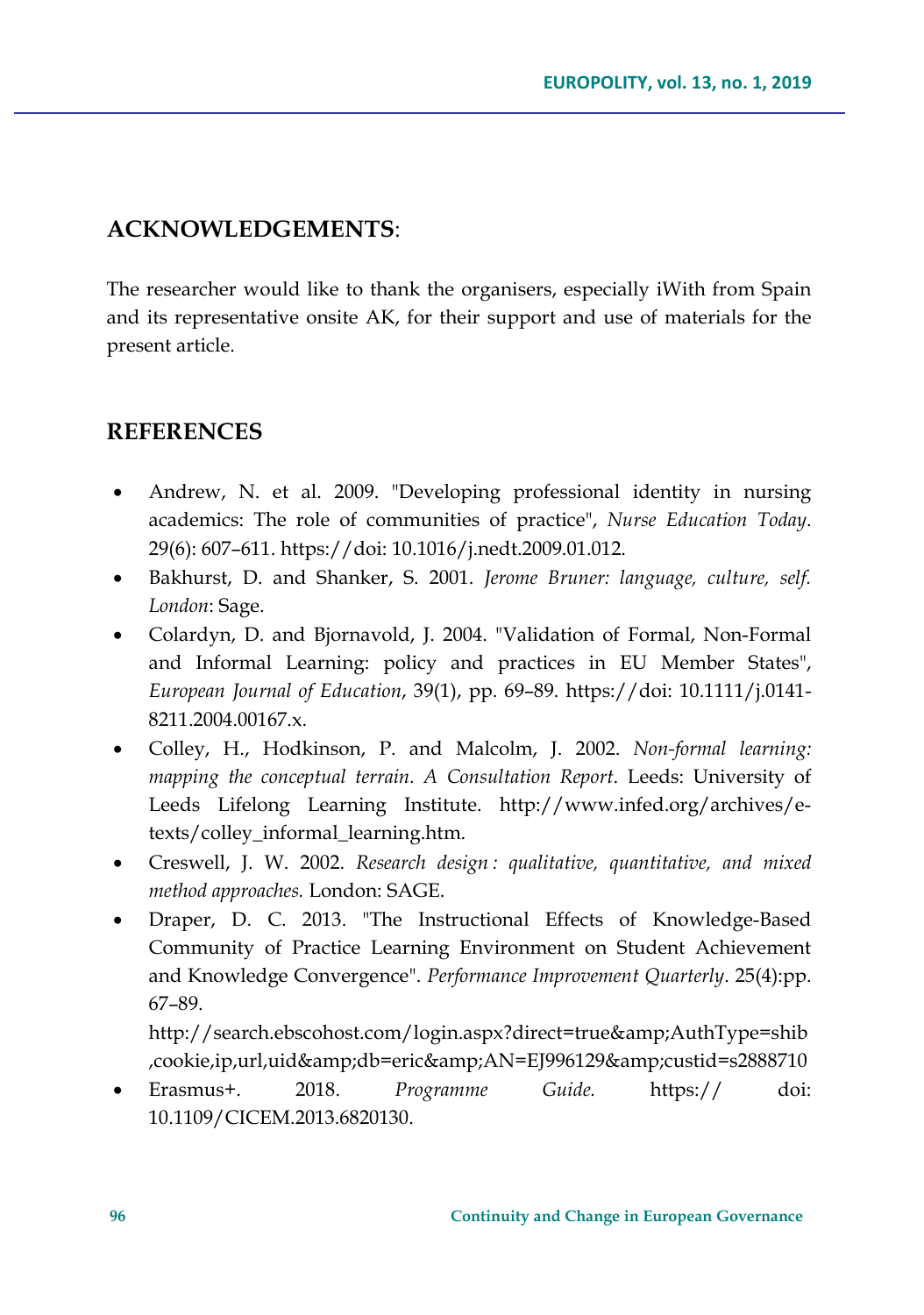## ACKNOWLEDGEMENTS:

The researcher would like to thank the organisers, especially iWith from Spain and its representative onsite AK, for their support and use of materials for the present article.

## REFERENCES

- Andrew, N. et al. 2009. "Developing professional identity in nursing academics: The role of communities of practice", *Nurse Education Today*. 29(6): 607–611. https://doi: 10.1016/j.nedt.2009.01.012.
- Bakhurst, D. and Shanker, S. 2001. *Jerome Bruner: language, culture, self. London*: Sage.
- Colardyn, D. and Bjornavold, J. 2004. "Validation of Formal, Non-Formal and Informal Learning: policy and practices in EU Member States", *European Journal of Education*, 39(1), pp. 69–89. https://doi: 10.1111/j.0141-8211.2004.00167.x.
- Colley, H., Hodkinson, P. and Malcolm, J. 2002. *Non-formal learning: mapping the conceptual terrain. A Consultation Report*. Leeds: University of Leeds Lifelong Learning Institute. http://www.infed.org/archives/e-texts/colley_informal_learning.htm.
- Creswell, J. W. 2002. *Research design : qualitative, quantitative, and mixed method approaches.* London: SAGE.
- Draper, D. C. 2013. "The Instructional Effects of Knowledge-Based Community of Practice Learning Environment on Student Achievement and Knowledge Convergence". *Performance Improvement Quarterly*. 25(4):pp. 67–89. http://search.ebscohost.com/login.aspx?direct=true&amp;AuthType=shib,cookie,ip,url,uid&amp;db=eric&amp;AN=EJ996129&amp;custid=s2888710
- Erasmus+. 2018. *Programme Guide.* https:// doi: 10.1109/CICEM.2013.6820130.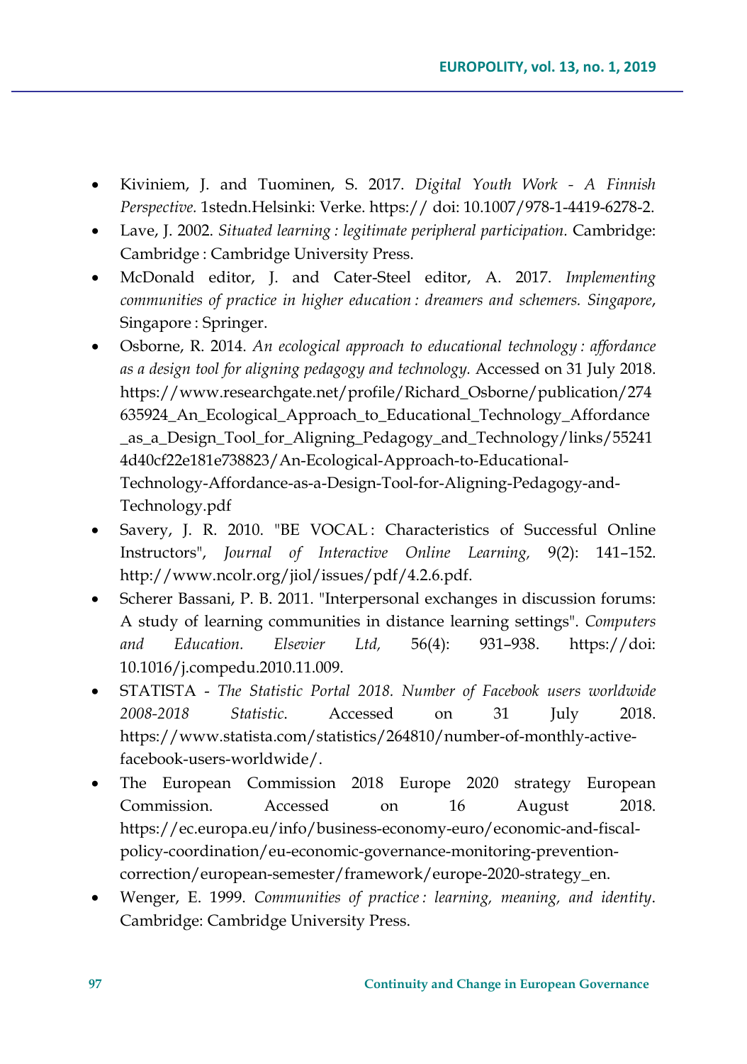- Kiviniem, J. and Tuominen, S. 2017. *Digital Youth Work - A Finnish Perspective.* 1stedn.Helsinki: Verke. https:// doi: 10.1007/978-1-4419-6278-2.
- Lave, J. 2002. *Situated learning : legitimate peripheral participation.* Cambridge: Cambridge : Cambridge University Press.
- McDonald editor, J. and Cater-Steel editor, A. 2017. *Implementing communities of practice in higher education : dreamers and schemers. Singapore*, Singapore : Springer.
- Osborne, R. 2014. *An ecological approach to educational technology : affordance as a design tool for aligning pedagogy and technology.* Accessed on 31 July 2018. https://www.researchgate.net/profile/Richard_Osborne/publication/274635924_An_Ecological_Approach_to_Educational_Technology_Affordance_as_a_Design_Tool_for_Aligning_Pedagogy_and_Technology/links/552414d40cf22e181e738823/An-Ecological-Approach-to-Educational-Technology-Affordance-as-a-Design-Tool-for-Aligning-Pedagogy-and-Technology.pdf
- Savery, J. R. 2010. "BE VOCAL : Characteristics of Successful Online Instructors", *Journal of Interactive Online Learning,* 9(2): 141–152. http://www.ncolr.org/jiol/issues/pdf/4.2.6.pdf.
- Scherer Bassani, P. B. 2011. "Interpersonal exchanges in discussion forums: A study of learning communities in distance learning settings". *Computers and Education. Elsevier Ltd,* 56(4): 931–938. https://doi: 10.1016/j.compedu.2010.11.009.
- STATISTA - *The Statistic Portal 2018. Number of Facebook users worldwide 2008-2018 Statistic*. Accessed on 31 July 2018. https://www.statista.com/statistics/264810/number-of-monthly-active-facebook-users-worldwide/.
- The European Commission 2018 Europe 2020 strategy European Commission. Accessed on 16 August 2018. https://ec.europa.eu/info/business-economy-euro/economic-and-fiscal-policy-coordination/eu-economic-governance-monitoring-prevention-correction/european-semester/framework/europe-2020-strategy_en.
- Wenger, E. 1999. *Communities of practice : learning, meaning, and identity*. Cambridge: Cambridge University Press.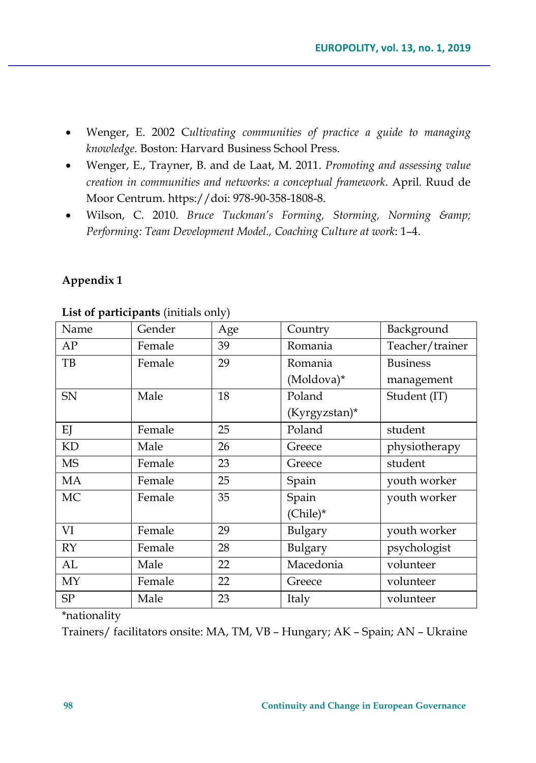- Wenger, E. 2002 C*ultivating communities of practice a guide to managing knowledge*. Boston: Harvard Business School Press.
- Wenger, E., Trayner, B. and de Laat, M. 2011. *Promoting and assessing value creation in communities and networks: a conceptual framework*. April. Ruud de Moor Centrum. https://doi: 978-90-358-1808-8.
- Wilson, C. 2010. *Bruce Tuckman's Forming, Storming, Norming &amp; Performing: Team Development Model., Coaching Culture at work*: 1–4.

**Appendix 1**

**List of participants** (initials only)

| Name | Gender | Age | Country | Background |
|---|---|---|---|---|
| AP | Female | 39 | Romania | Teacher/trainer |
| TB | Female | 29 | Romania (Moldova)* | Business management |
| SN | Male | 18 | Poland (Kyrgyzstan)* | Student (IT) |
| EJ | Female | 25 | Poland | student |
| KD | Male | 26 | Greece | physiotherapy |
| MS | Female | 23 | Greece | student |
| MA | Female | 25 | Spain | youth worker |
| MC | Female | 35 | Spain (Chile)* | youth worker |
| VI | Female | 29 | Bulgary | youth worker |
| RY | Female | 28 | Bulgary | psychologist |
| AL | Male | 22 | Macedonia | volunteer |
| MY | Female | 22 | Greece | volunteer |
| SP | Male | 23 | Italy | volunteer |

*nationality

Trainers/ facilitators onsite: MA, TM, VB – Hungary; AK – Spain; AN – Ukraine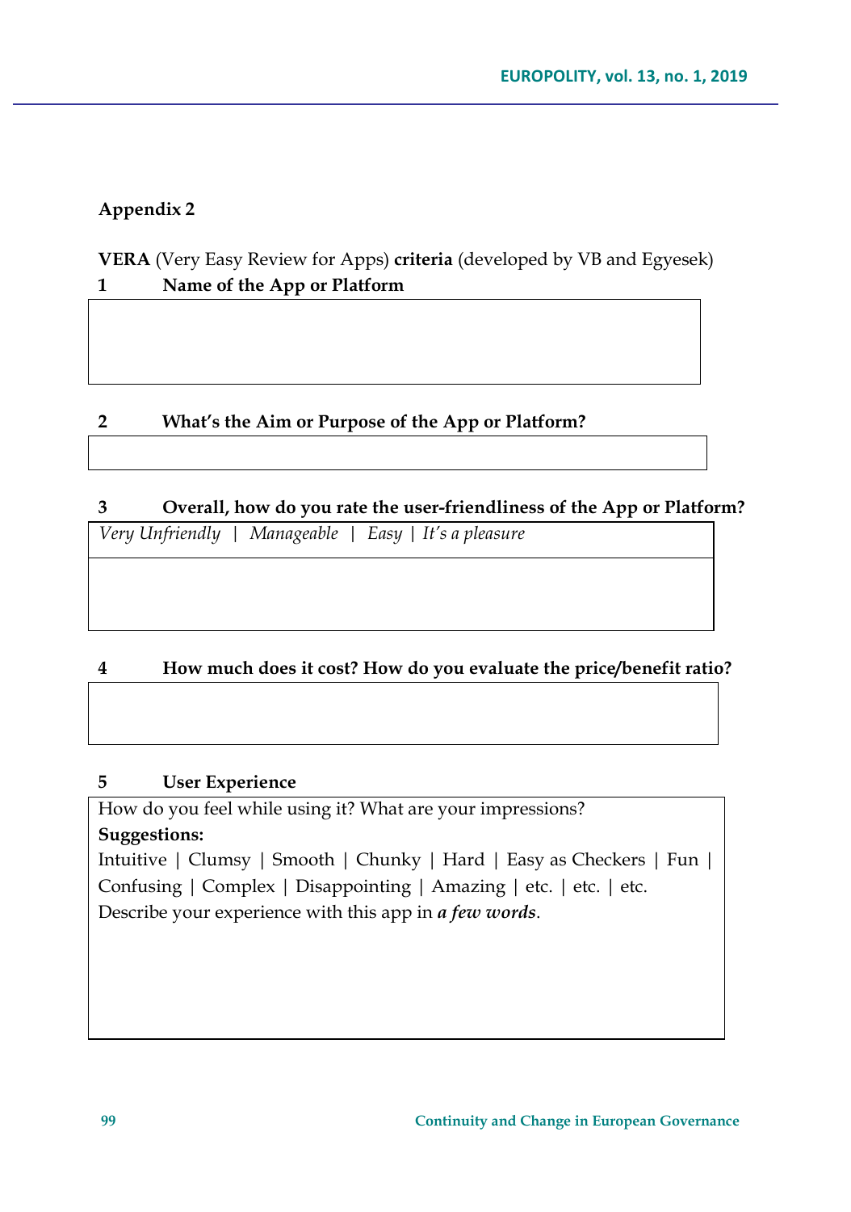**Appendix 2**

**VERA** (Very Easy Review for Apps) **criteria** (developed by VB and Egyesek)

**1 Name of the App or Platform**

**2 What's the Aim or Purpose of the App or Platform?**

**3 Overall, how do you rate the user-friendliness of the App or Platform?**

*Very Unfriendly | Manageable | Easy | It's a pleasure*

**4 How much does it cost? How do you evaluate the price/benefit ratio?**

**5 User Experience**

How do you feel while using it? What are your impressions?

**Suggestions:**

Intuitive | Clumsy | Smooth | Chunky | Hard | Easy as Checkers | Fun | Confusing | Complex | Disappointing | Amazing | etc. | etc. | etc.

Describe your experience with this app in ***a few words***.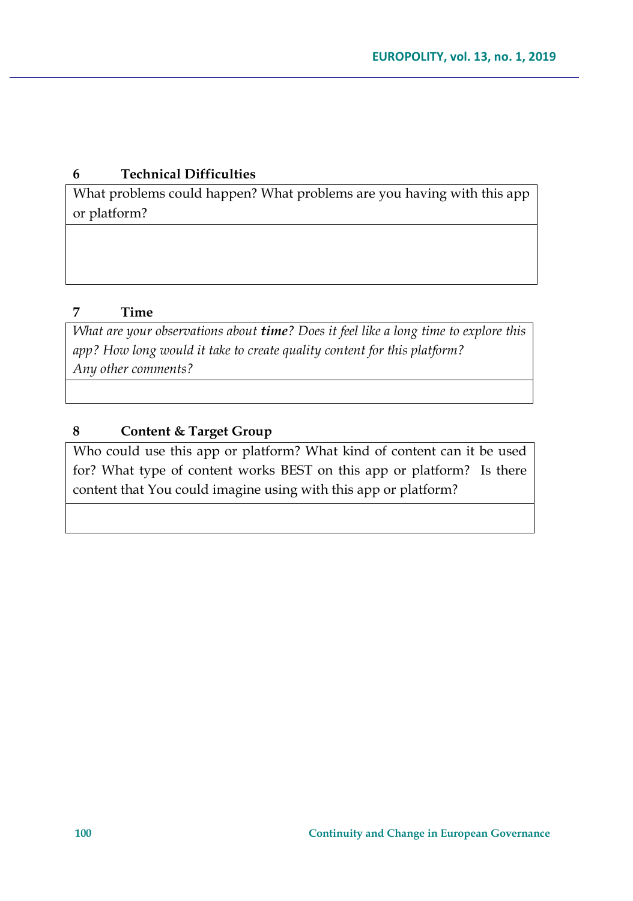**6 Technical Difficulties**

| |
|---|
| What problems could happen? What problems are you having with this app or platform? |
| |

**7 Time**

| |
|---|
| *What are your observations about* ***time****? Does it feel like a long time to explore this app? How long would it take to create quality content for this platform?*<br>*Any other comments?* |
| |

**8 Content & Target Group**

| |
|---|
| Who could use this app or platform? What kind of content can it be used for? What type of content works BEST on this app or platform? Is there content that You could imagine using with this app or platform? |
| |